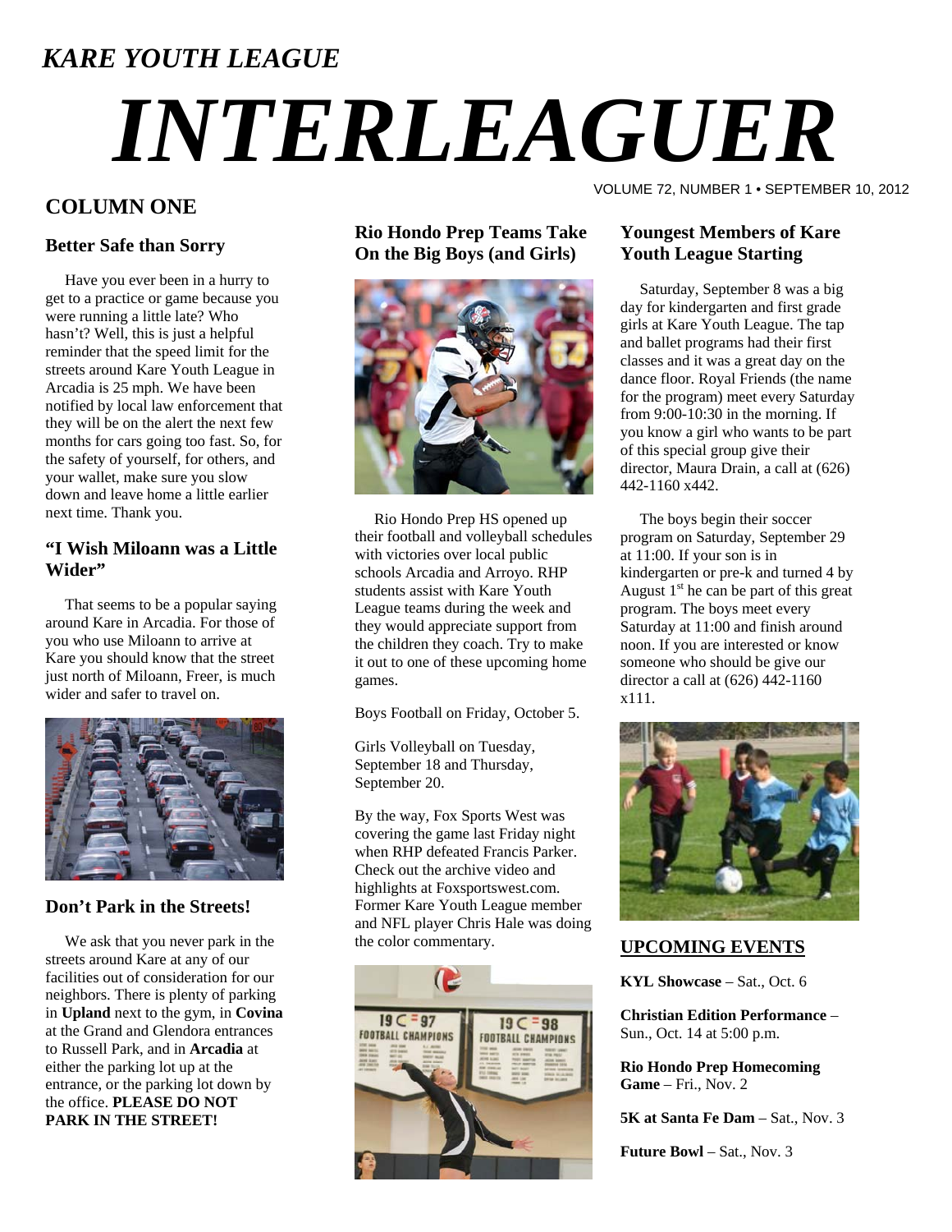*KARE YOUTH LEAGUE*

# *INTERLEAGUER*

VOLUME 72, NUMBER 1 • SEPTEMBER 10, 2012

## COLUMN ONE

### Better Safe than Sorry

Have you ever been in a hurry to get to a practice or game because you were running a little late? Who hasn't? Well, this is just a helpful reminder that the speed limit for the streets around Kare Youth League in Arcadia is 25 mph. We have been notified by local law enforcement that they will be on the alert the next few months for cars going too fast. So, for the safety of yourself, for others, and your wallet, make sure you slow down and leave home a little earlier next time. Thank you.

### "I Wish Miloann was a Little Wider"

That seems to be a popular saying around Kare in Arcadia. For those of you who use Miloann to arrive at Kare you should know that the street just north of Miloann, Freer, is much wider and safer to travel on.

### Don't Park in the Streets!

We ask that you never park in the streets around Kare at any of our facilities out of consideration for our neighbors. There is plenty of parking in **Upland** next to the gym, in **Covina** at the Grand and Glendora entrances to Russell Park, and in **Arcadia** at either the parking lot up at the entrance, or the parking lot down by the office. **PLEASE DO NOT PARK IN THE STREET!**

### Rio Hondo Prep Teams Take On the Big Boys (and Girls)

Rio Hondo Prep HS opened up their football and volleyball schedules with victories over local public schools Arcadia and Arroyo. RHP students assist with Kare Youth League teams during the week and they would appreciate support from the children they coach. Try to make it out to one of these upcoming home games.

Boys Football on Friday, October 5.

Girls Volleyball on Tuesday, September 18 and Thursday, September 20.

By the way, Fox Sports West was covering the game last Friday night when RHP defeated Francis Parker. Check out the archive video and highlights at Foxsportswest.com. Former Kare Youth League member and NFL player Chris Hale was doing the color commentary.

### Youngest Members of Kare Youth League Starting

Saturday, September 8 was a big day for kindergarten and first grade girls at Kare Youth League. The tap and ballet programs had their first classes and it was a great day on the dance floor. Royal Friends (the name for the program) meet every Saturday from 9:00-10:30 in the morning. If you know a girl who wants to be part of this special group give their director, Maura Drain, a call at (626) 442-1160 x442.

The boys begin their soccer program on Saturday, September 29 at 11:00. If your son is in kindergarten or pre-k and turned 4 by August 1st he can be part of this great program. The boys meet every Saturday at 11:00 and finish around noon. If you are interested or know someone who should be give our director a call at (626) 442-1160 x111.

### UPCOMING EVENTS

**KYL Showcase** – Sat., Oct. 6

**Christian Edition Performance** – Sun., Oct. 14 at 5:00 p.m.

**Rio Hondo Prep Homecoming Game** – Fri., Nov. 2

**5K at Santa Fe Dam** – Sat., Nov. 3

**Future Bowl** – Sat., Nov. 3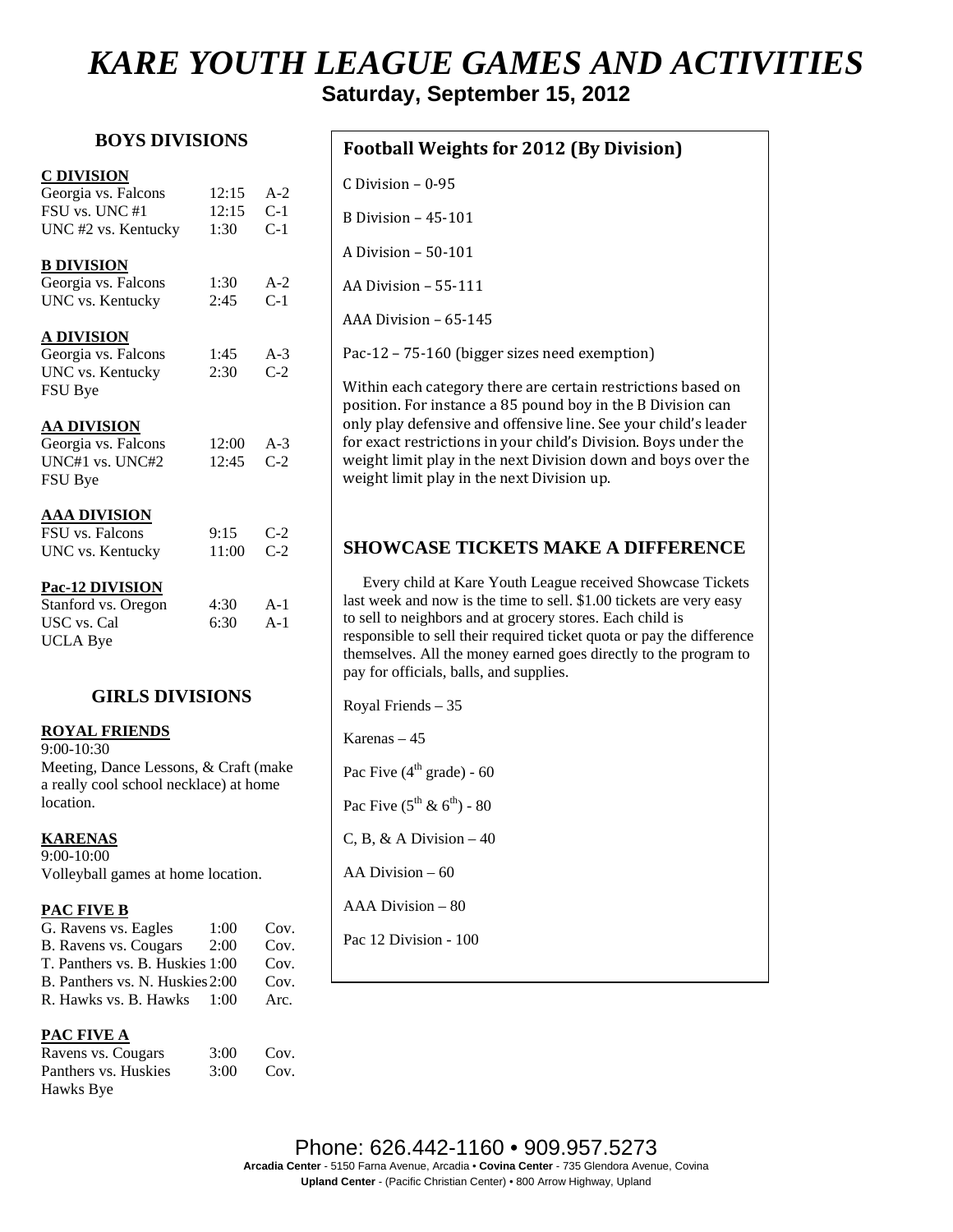# KARE YOUTH LEAGUE GAMES AND ACTIVITIES

**Saturday, September 15, 2012**

## BOYS DIVISIONS

### C DIVISION

| | | |
|---|---|---|
| Georgia vs. Falcons | 12:15 | A-2 |
| FSU vs. UNC #1 | 12:15 | C-1 |
| UNC #2 vs. Kentucky | 1:30 | C-1 |

### B DIVISION

| | | |
|---|---|---|
| Georgia vs. Falcons | 1:30 | A-2 |
| UNC vs. Kentucky | 2:45 | C-1 |

### A DIVISION

| | | |
|---|---|---|
| Georgia vs. Falcons | 1:45 | A-3 |
| UNC vs. Kentucky | 2:30 | C-2 |
| FSU Bye | | |

### AA DIVISION

| | | |
|---|---|---|
| Georgia vs. Falcons | 12:00 | A-3 |
| UNC#1 vs. UNC#2 | 12:45 | C-2 |
| FSU Bye | | |

### AAA DIVISION

| | | |
|---|---|---|
| FSU vs. Falcons | 9:15 | C-2 |
| UNC vs. Kentucky | 11:00 | C-2 |

### Pac-12 DIVISION

| | | |
|---|---|---|
| Stanford vs. Oregon | 4:30 | A-1 |
| USC vs. Cal | 6:30 | A-1 |
| UCLA Bye | | |

## GIRLS DIVISIONS

### ROYAL FRIENDS

9:00-10:30
Meeting, Dance Lessons, & Craft (make a really cool school necklace) at home location.

### KARENAS

9:00-10:00
Volleyball games at home location.

### PAC FIVE B

| | | |
|---|---|---|
| G. Ravens vs. Eagles | 1:00 | Cov. |
| B. Ravens vs. Cougars | 2:00 | Cov. |
| T. Panthers vs. B. Huskies | 1:00 | Cov. |
| B. Panthers vs. N. Huskies | 2:00 | Cov. |
| R. Hawks vs. B. Hawks | 1:00 | Arc. |

### PAC FIVE A

| | | |
|---|---|---|
| Ravens vs. Cougars | 3:00 | Cov. |
| Panthers vs. Huskies | 3:00 | Cov. |
| Hawks Bye | | |

## Football Weights for 2012 (By Division)

C Division – 0-95

B Division – 45-101

A Division – 50-101

AA Division – 55-111

AAA Division – 65-145

Pac-12 – 75-160 (bigger sizes need exemption)

Within each category there are certain restrictions based on position. For instance a 85 pound boy in the B Division can only play defensive and offensive line. See your child's leader for exact restrictions in your child's Division. Boys under the weight limit play in the next Division down and boys over the weight limit play in the next Division up.

## SHOWCASE TICKETS MAKE A DIFFERENCE

Every child at Kare Youth League received Showcase Tickets last week and now is the time to sell. $1.00 tickets are very easy to sell to neighbors and at grocery stores. Each child is responsible to sell their required ticket quota or pay the difference themselves. All the money earned goes directly to the program to pay for officials, balls, and supplies.

Royal Friends – 35

Karenas – 45

Pac Five (4th grade) - 60

Pac Five (5th & 6th) - 80

C, B, & A Division – 40

AA Division – 60

AAA Division – 80

Pac 12 Division - 100

Phone: 626.442-1160 • 909.957.5273

**Arcadia Center** - 5150 Farna Avenue, Arcadia • **Covina Center** - 735 Glendora Avenue, Covina
**Upland Center** - (Pacific Christian Center) • 800 Arrow Highway, Upland